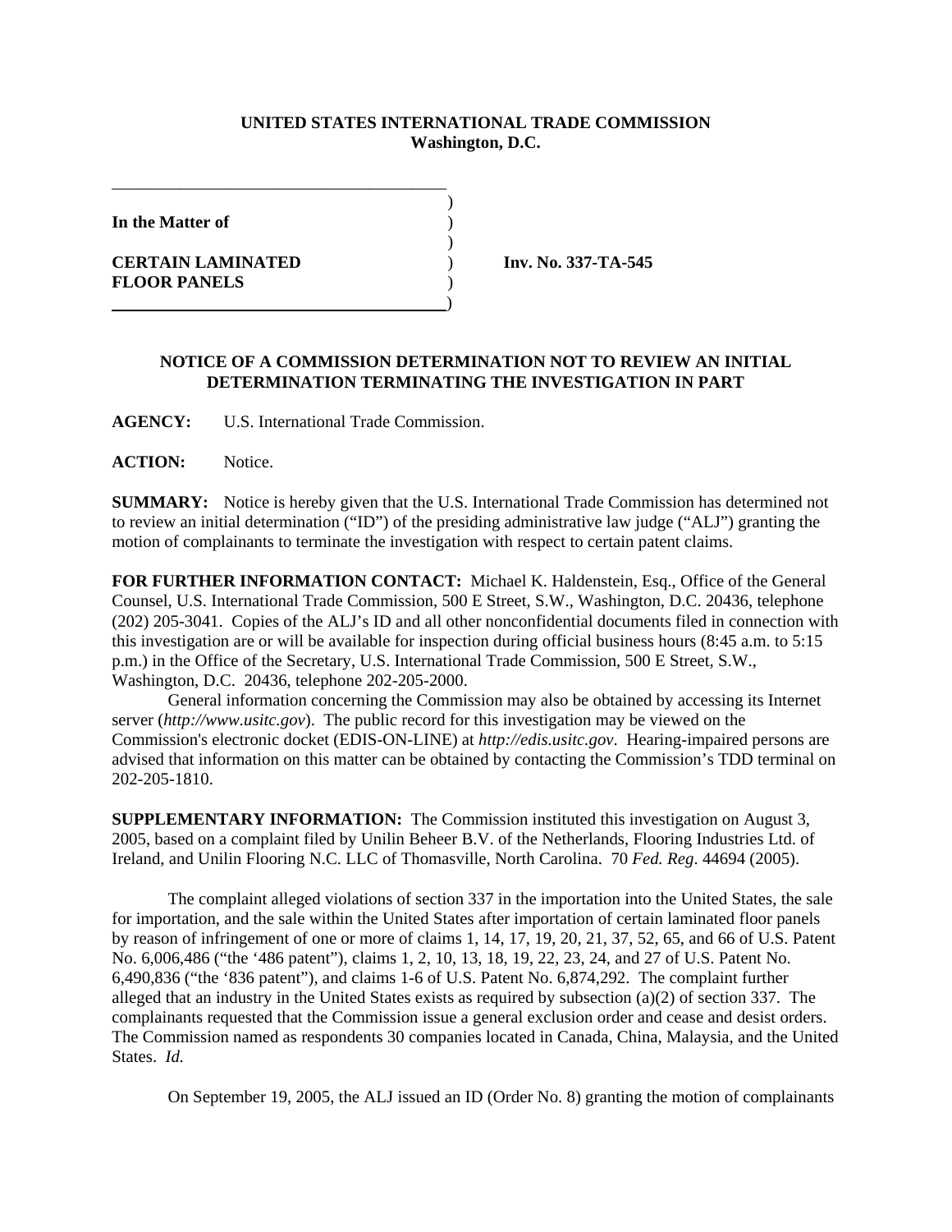**UNITED STATES INTERNATIONAL TRADE COMMISSION**
**Washington, D.C.**

**In the Matter of**

**CERTAIN LAMINATED FLOOR PANELS**

**Inv. No. 337-TA-545**

**NOTICE OF A COMMISSION DETERMINATION NOT TO REVIEW AN INITIAL DETERMINATION TERMINATING THE INVESTIGATION IN PART**

**AGENCY:** U.S. International Trade Commission.

**ACTION:** Notice.

**SUMMARY:** Notice is hereby given that the U.S. International Trade Commission has determined not to review an initial determination ("ID") of the presiding administrative law judge ("ALJ") granting the motion of complainants to terminate the investigation with respect to certain patent claims.

**FOR FURTHER INFORMATION CONTACT:** Michael K. Haldenstein, Esq., Office of the General Counsel, U.S. International Trade Commission, 500 E Street, S.W., Washington, D.C. 20436, telephone (202) 205-3041. Copies of the ALJ's ID and all other nonconfidential documents filed in connection with this investigation are or will be available for inspection during official business hours (8:45 a.m. to 5:15 p.m.) in the Office of the Secretary, U.S. International Trade Commission, 500 E Street, S.W., Washington, D.C. 20436, telephone 202-205-2000.

General information concerning the Commission may also be obtained by accessing its Internet server (*http://www.usitc.gov*). The public record for this investigation may be viewed on the Commission's electronic docket (EDIS-ON-LINE) at *http://edis.usitc.gov*. Hearing-impaired persons are advised that information on this matter can be obtained by contacting the Commission's TDD terminal on 202-205-1810.

**SUPPLEMENTARY INFORMATION:** The Commission instituted this investigation on August 3, 2005, based on a complaint filed by Unilin Beheer B.V. of the Netherlands, Flooring Industries Ltd. of Ireland, and Unilin Flooring N.C. LLC of Thomasville, North Carolina. 70 *Fed. Reg*. 44694 (2005).

The complaint alleged violations of section 337 in the importation into the United States, the sale for importation, and the sale within the United States after importation of certain laminated floor panels by reason of infringement of one or more of claims 1, 14, 17, 19, 20, 21, 37, 52, 65, and 66 of U.S. Patent No. 6,006,486 ("the '486 patent"), claims 1, 2, 10, 13, 18, 19, 22, 23, 24, and 27 of U.S. Patent No. 6,490,836 ("the '836 patent"), and claims 1-6 of U.S. Patent No. 6,874,292. The complaint further alleged that an industry in the United States exists as required by subsection (a)(2) of section 337. The complainants requested that the Commission issue a general exclusion order and cease and desist orders. The Commission named as respondents 30 companies located in Canada, China, Malaysia, and the United States. *Id.*

On September 19, 2005, the ALJ issued an ID (Order No. 8) granting the motion of complainants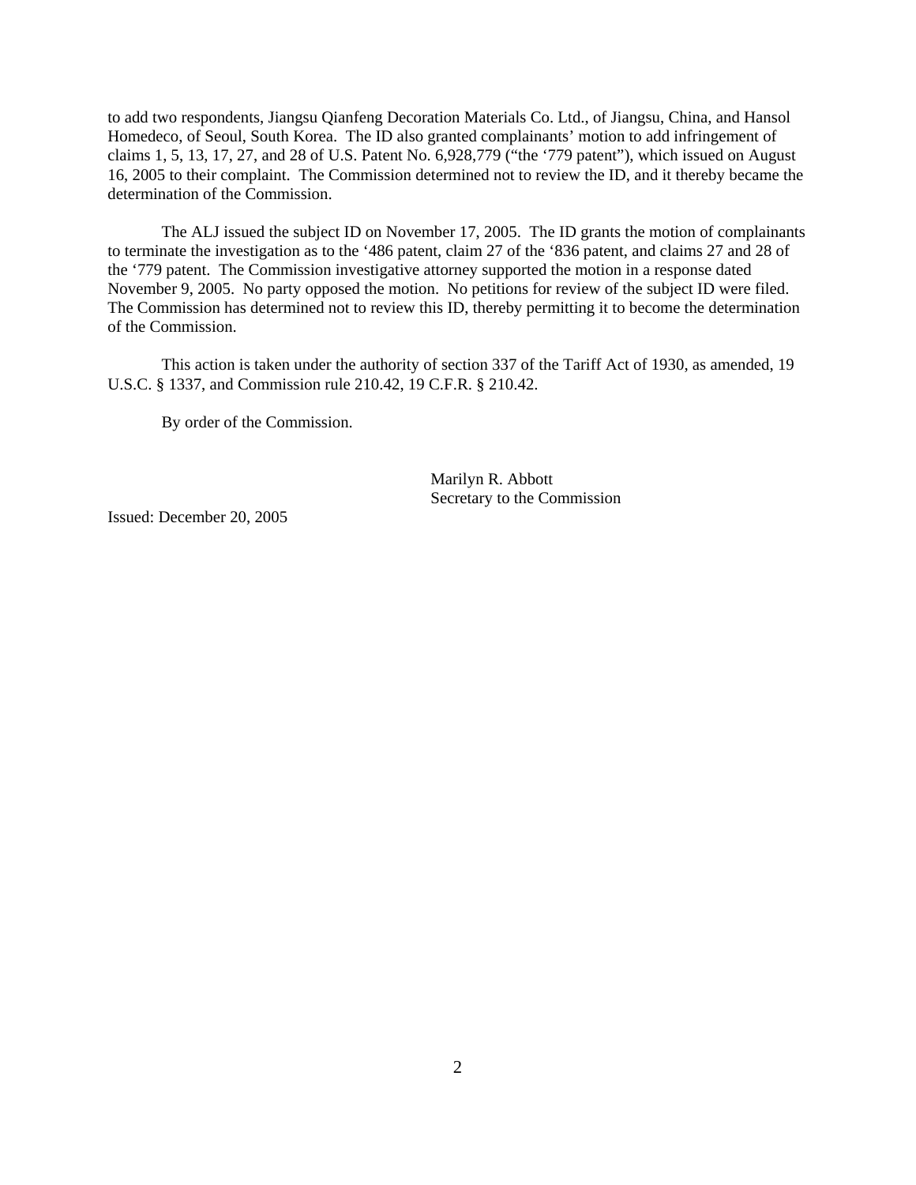to add two respondents, Jiangsu Qianfeng Decoration Materials Co. Ltd., of Jiangsu, China, and Hansol Homedeco, of Seoul, South Korea. The ID also granted complainants' motion to add infringement of claims 1, 5, 13, 17, 27, and 28 of U.S. Patent No. 6,928,779 ("the '779 patent"), which issued on August 16, 2005 to their complaint. The Commission determined not to review the ID, and it thereby became the determination of the Commission.

The ALJ issued the subject ID on November 17, 2005. The ID grants the motion of complainants to terminate the investigation as to the '486 patent, claim 27 of the '836 patent, and claims 27 and 28 of the '779 patent. The Commission investigative attorney supported the motion in a response dated November 9, 2005. No party opposed the motion. No petitions for review of the subject ID were filed. The Commission has determined not to review this ID, thereby permitting it to become the determination of the Commission.

This action is taken under the authority of section 337 of the Tariff Act of 1930, as amended, 19 U.S.C. § 1337, and Commission rule 210.42, 19 C.F.R. § 210.42.

By order of the Commission.

Marilyn R. Abbott
Secretary to the Commission

Issued: December 20, 2005